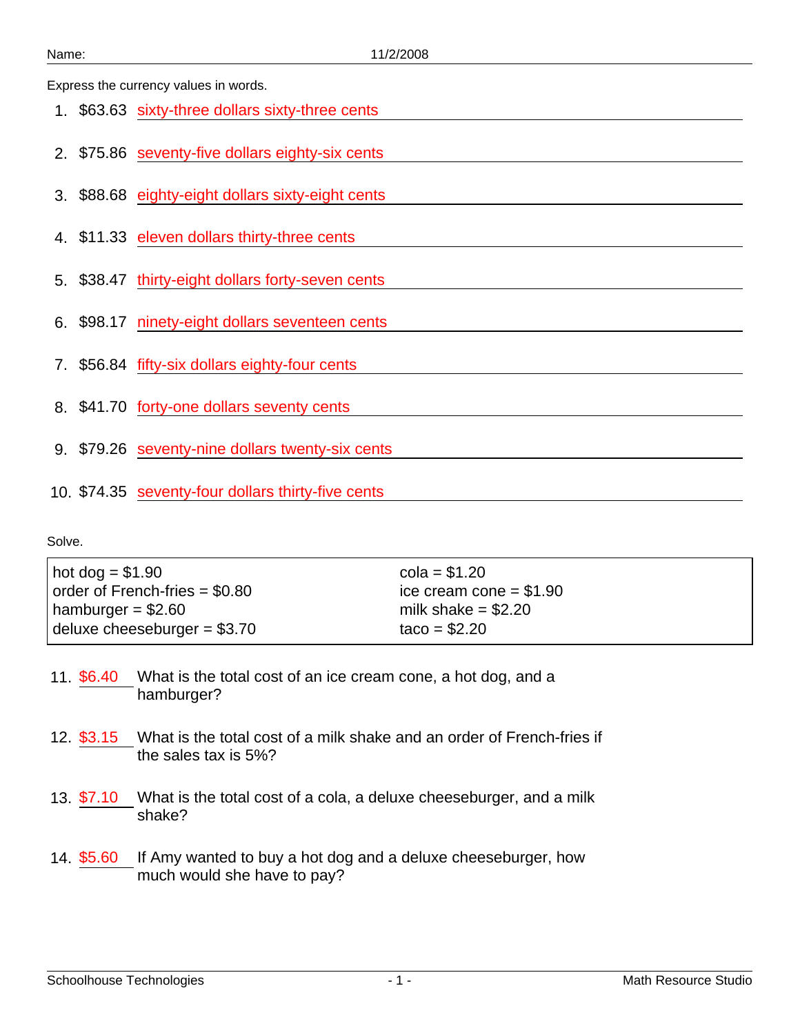Name: 11/2/2008

Express the currency values in words.

1. $63.63 sixty-three dollars sixty-three cents
2. $75.86 seventy-five dollars eighty-six cents
3. $88.68 eighty-eight dollars sixty-eight cents
4. $11.33 eleven dollars thirty-three cents
5. $38.47 thirty-eight dollars forty-seven cents
6. $98.17 ninety-eight dollars seventeen cents
7. $56.84 fifty-six dollars eighty-four cents
8. $41.70 forty-one dollars seventy cents
9. $79.26 seventy-nine dollars twenty-six cents
10. $74.35 seventy-four dollars thirty-five cents

Solve.

| | |
|---|---|
| hot dog = $1.90 | cola = $1.20 |
| order of French-fries = $0.80 | ice cream cone = $1.90 |
| hamburger = $2.60 | milk shake = $2.20 |
| deluxe cheeseburger = $3.70 | taco = $2.20 |

11. $6.40 What is the total cost of an ice cream cone, a hot dog, and a hamburger?

12. $3.15 What is the total cost of a milk shake and an order of French-fries if the sales tax is 5%?

13. $7.10 What is the total cost of a cola, a deluxe cheeseburger, and a milk shake?

14. $5.60 If Amy wanted to buy a hot dog and a deluxe cheeseburger, how much would she have to pay?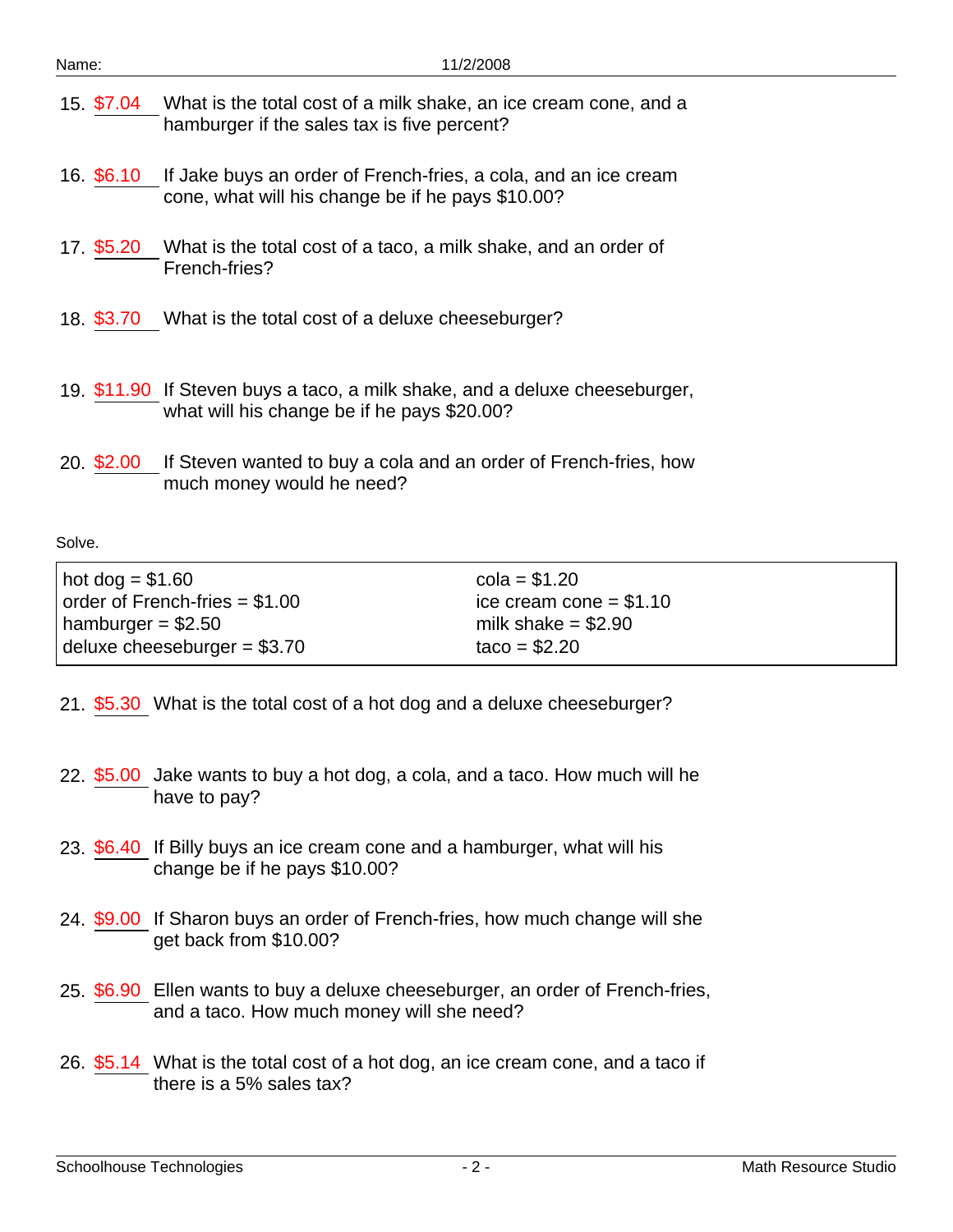15. $7.04 What is the total cost of a milk shake, an ice cream cone, and a hamburger if the sales tax is five percent?

16. $6.10 If Jake buys an order of French-fries, a cola, and an ice cream cone, what will his change be if he pays $10.00?

17. $5.20 What is the total cost of a taco, a milk shake, and an order of French-fries?

18. $3.70 What is the total cost of a deluxe cheeseburger?

19. $11.90 If Steven buys a taco, a milk shake, and a deluxe cheeseburger, what will his change be if he pays $20.00?

20. $2.00 If Steven wanted to buy a cola and an order of French-fries, how much money would he need?

Solve.

| | |
|---|---|
| hot dog = $1.60 | cola = $1.20 |
| order of French-fries = $1.00 | ice cream cone = $1.10 |
| hamburger = $2.50 | milk shake = $2.90 |
| deluxe cheeseburger = $3.70 | taco = $2.20 |

21. $5.30 What is the total cost of a hot dog and a deluxe cheeseburger?

22. $5.00 Jake wants to buy a hot dog, a cola, and a taco. How much will he have to pay?

23. $6.40 If Billy buys an ice cream cone and a hamburger, what will his change be if he pays $10.00?

24. $9.00 If Sharon buys an order of French-fries, how much change will she get back from $10.00?

25. $6.90 Ellen wants to buy a deluxe cheeseburger, an order of French-fries, and a taco. How much money will she need?

26. $5.14 What is the total cost of a hot dog, an ice cream cone, and a taco if there is a 5% sales tax?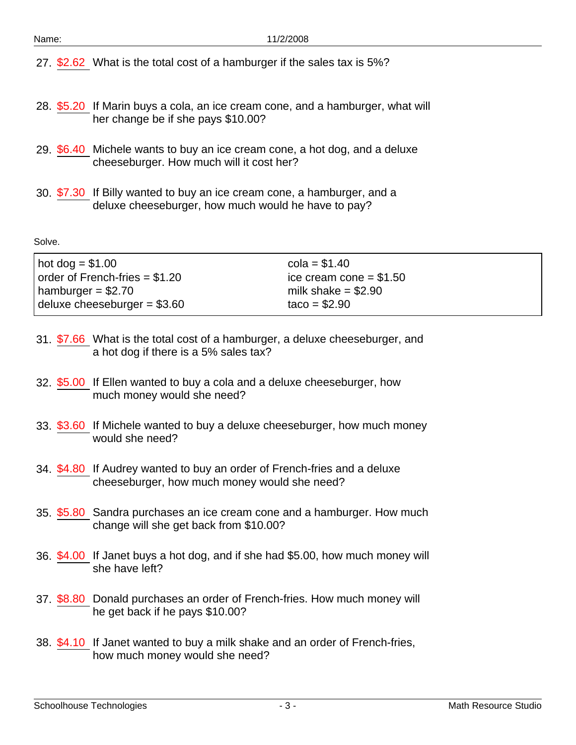27. $2.62 What is the total cost of a hamburger if the sales tax is 5%?

28. $5.20 If Marin buys a cola, an ice cream cone, and a hamburger, what will her change be if she pays $10.00?

29. $6.40 Michele wants to buy an ice cream cone, a hot dog, and a deluxe cheeseburger. How much will it cost her?

30. $7.30 If Billy wanted to buy an ice cream cone, a hamburger, and a deluxe cheeseburger, how much would he have to pay?

Solve.

| | |
|---|---|
| hot dog = $1.00 | cola = $1.40 |
| order of French-fries = $1.20 | ice cream cone = $1.50 |
| hamburger = $2.70 | milk shake = $2.90 |
| deluxe cheeseburger = $3.60 | taco = $2.90 |

31. $7.66 What is the total cost of a hamburger, a deluxe cheeseburger, and a hot dog if there is a 5% sales tax?

32. $5.00 If Ellen wanted to buy a cola and a deluxe cheeseburger, how much money would she need?

33. $3.60 If Michele wanted to buy a deluxe cheeseburger, how much money would she need?

34. $4.80 If Audrey wanted to buy an order of French-fries and a deluxe cheeseburger, how much money would she need?

35. $5.80 Sandra purchases an ice cream cone and a hamburger. How much change will she get back from $10.00?

36. $4.00 If Janet buys a hot dog, and if she had $5.00, how much money will she have left?

37. $8.80 Donald purchases an order of French-fries. How much money will he get back if he pays $10.00?

38. $4.10 If Janet wanted to buy a milk shake and an order of French-fries, how much money would she need?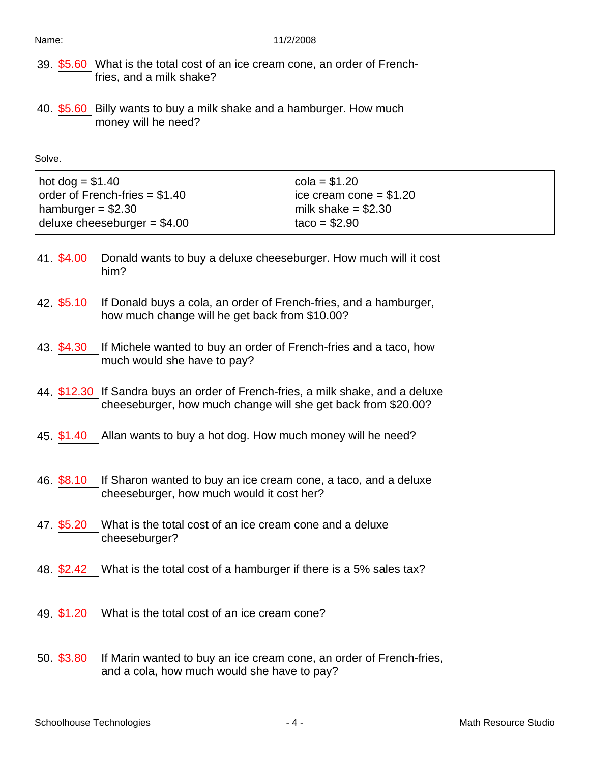39. $5.60 What is the total cost of an ice cream cone, an order of French-fries, and a milk shake?

40. $5.60 Billy wants to buy a milk shake and a hamburger. How much money will he need?

Solve.

| | |
|---|---|
| hot dog = $1.40 | cola = $1.20 |
| order of French-fries = $1.40 | ice cream cone = $1.20 |
| hamburger = $2.30 | milk shake = $2.30 |
| deluxe cheeseburger = $4.00 | taco = $2.90 |

41. $4.00 Donald wants to buy a deluxe cheeseburger. How much will it cost him?

42. $5.10 If Donald buys a cola, an order of French-fries, and a hamburger, how much change will he get back from $10.00?

43. $4.30 If Michele wanted to buy an order of French-fries and a taco, how much would she have to pay?

44. $12.30 If Sandra buys an order of French-fries, a milk shake, and a deluxe cheeseburger, how much change will she get back from $20.00?

45. $1.40 Allan wants to buy a hot dog. How much money will he need?

46. $8.10 If Sharon wanted to buy an ice cream cone, a taco, and a deluxe cheeseburger, how much would it cost her?

47. $5.20 What is the total cost of an ice cream cone and a deluxe cheeseburger?

48. $2.42 What is the total cost of a hamburger if there is a 5% sales tax?

49. $1.20 What is the total cost of an ice cream cone?

50. $3.80 If Marin wanted to buy an ice cream cone, an order of French-fries, and a cola, how much would she have to pay?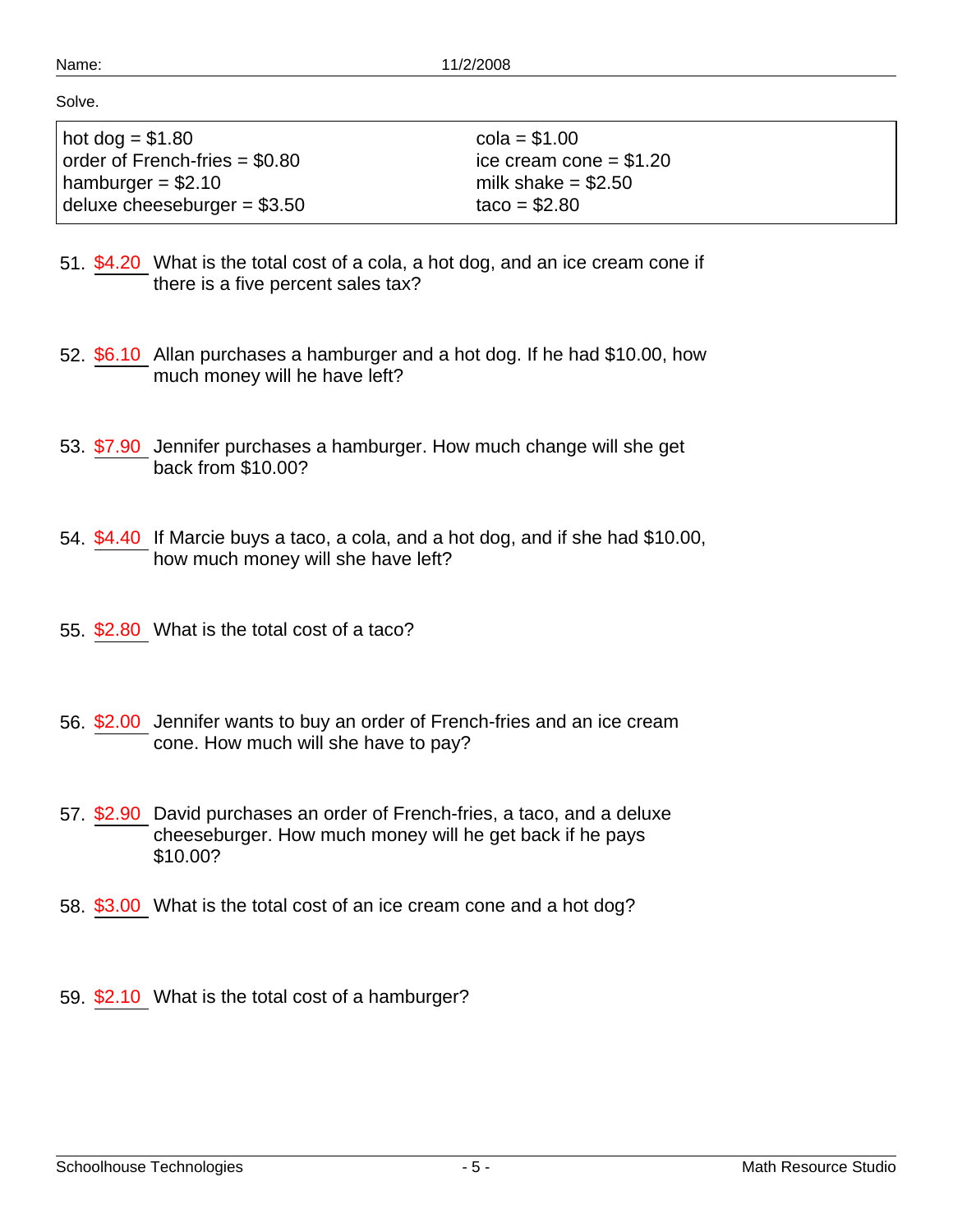Name: 11/2/2008

Solve.

| | |
|---|---|
| hot dog = $1.80 | cola = $1.00 |
| order of French-fries = $0.80 | ice cream cone = $1.20 |
| hamburger = $2.10 | milk shake = $2.50 |
| deluxe cheeseburger = $3.50 | taco = $2.80 |

51. $4.20 What is the total cost of a cola, a hot dog, and an ice cream cone if there is a five percent sales tax?

52. $6.10 Allan purchases a hamburger and a hot dog. If he had $10.00, how much money will he have left?

53. $7.90 Jennifer purchases a hamburger. How much change will she get back from $10.00?

54. $4.40 If Marcie buys a taco, a cola, and a hot dog, and if she had $10.00, how much money will she have left?

55. $2.80 What is the total cost of a taco?

56. $2.00 Jennifer wants to buy an order of French-fries and an ice cream cone. How much will she have to pay?

57. $2.90 David purchases an order of French-fries, a taco, and a deluxe cheeseburger. How much money will he get back if he pays $10.00?

58. $3.00 What is the total cost of an ice cream cone and a hot dog?

59. $2.10 What is the total cost of a hamburger?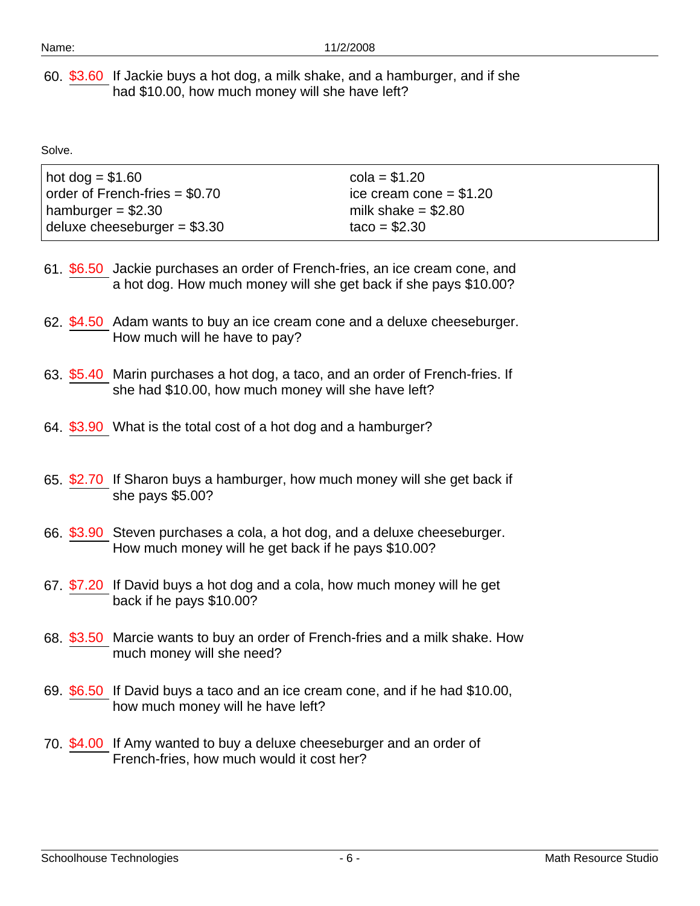60. $3.60 If Jackie buys a hot dog, a milk shake, and a hamburger, and if she had $10.00, how much money will she have left?

Solve.

| | |
|---|---|
| hot dog = $1.60 | cola = $1.20 |
| order of French-fries = $0.70 | ice cream cone = $1.20 |
| hamburger = $2.30 | milk shake = $2.80 |
| deluxe cheeseburger = $3.30 | taco = $2.30 |

61. $6.50 Jackie purchases an order of French-fries, an ice cream cone, and a hot dog. How much money will she get back if she pays $10.00?

62. $4.50 Adam wants to buy an ice cream cone and a deluxe cheeseburger. How much will he have to pay?

63. $5.40 Marin purchases a hot dog, a taco, and an order of French-fries. If she had $10.00, how much money will she have left?

64. $3.90 What is the total cost of a hot dog and a hamburger?

65. $2.70 If Sharon buys a hamburger, how much money will she get back if she pays $5.00?

66. $3.90 Steven purchases a cola, a hot dog, and a deluxe cheeseburger. How much money will he get back if he pays $10.00?

67. $7.20 If David buys a hot dog and a cola, how much money will he get back if he pays $10.00?

68. $3.50 Marcie wants to buy an order of French-fries and a milk shake. How much money will she need?

69. $6.50 If David buys a taco and an ice cream cone, and if he had $10.00, how much money will he have left?

70. $4.00 If Amy wanted to buy a deluxe cheeseburger and an order of French-fries, how much would it cost her?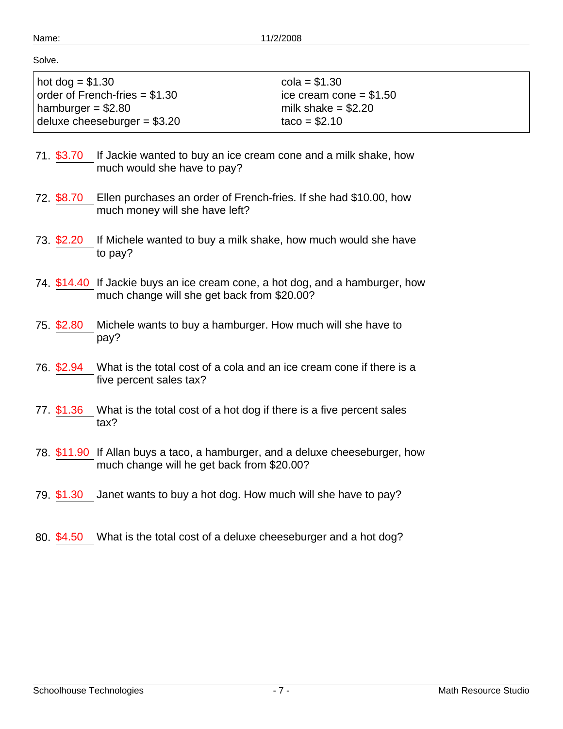Name: 11/2/2008

Solve.

| | |
|---|---|
| hot dog = \$1.30 | cola = \$1.30 |
| order of French-fries = \$1.30 | ice cream cone = \$1.50 |
| hamburger = \$2.80 | milk shake = \$2.20 |
| deluxe cheeseburger = \$3.20 | taco = \$2.10 |

71. \$3.70 If Jackie wanted to buy an ice cream cone and a milk shake, how much would she have to pay?

72. \$8.70 Ellen purchases an order of French-fries. If she had \$10.00, how much money will she have left?

73. \$2.20 If Michele wanted to buy a milk shake, how much would she have to pay?

74. \$14.40 If Jackie buys an ice cream cone, a hot dog, and a hamburger, how much change will she get back from \$20.00?

75. \$2.80 Michele wants to buy a hamburger. How much will she have to pay?

76. \$2.94 What is the total cost of a cola and an ice cream cone if there is a five percent sales tax?

77. \$1.36 What is the total cost of a hot dog if there is a five percent sales tax?

78. \$11.90 If Allan buys a taco, a hamburger, and a deluxe cheeseburger, how much change will he get back from \$20.00?

79. \$1.30 Janet wants to buy a hot dog. How much will she have to pay?

80. \$4.50 What is the total cost of a deluxe cheeseburger and a hot dog?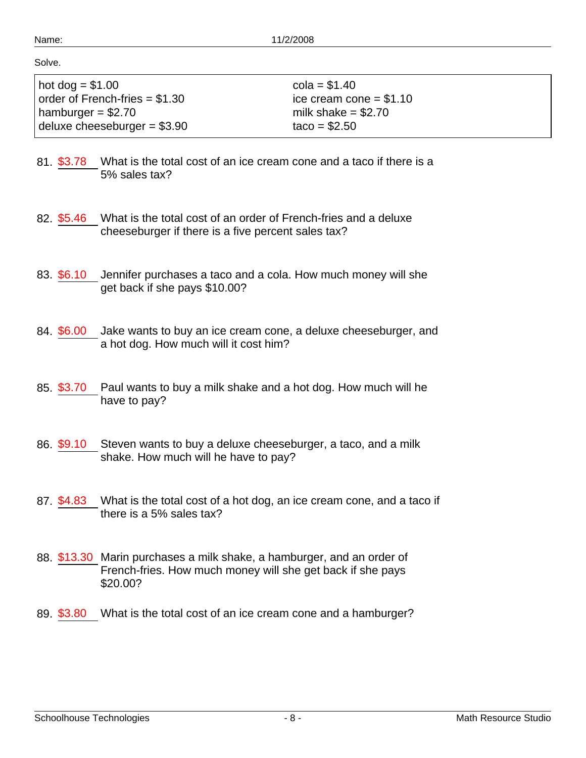Name: 11/2/2008

Solve.

| | |
|---|---|
| hot dog = \$1.00 | cola = \$1.40 |
| order of French-fries = \$1.30 | ice cream cone = \$1.10 |
| hamburger = \$2.70 | milk shake = \$2.70 |
| deluxe cheeseburger = \$3.90 | taco = \$2.50 |

81. \$3.78 What is the total cost of an ice cream cone and a taco if there is a 5% sales tax?

82. \$5.46 What is the total cost of an order of French-fries and a deluxe cheeseburger if there is a five percent sales tax?

83. \$6.10 Jennifer purchases a taco and a cola. How much money will she get back if she pays \$10.00?

84. \$6.00 Jake wants to buy an ice cream cone, a deluxe cheeseburger, and a hot dog. How much will it cost him?

85. \$3.70 Paul wants to buy a milk shake and a hot dog. How much will he have to pay?

86. \$9.10 Steven wants to buy a deluxe cheeseburger, a taco, and a milk shake. How much will he have to pay?

87. \$4.83 What is the total cost of a hot dog, an ice cream cone, and a taco if there is a 5% sales tax?

88. \$13.30 Marin purchases a milk shake, a hamburger, and an order of French-fries. How much money will she get back if she pays \$20.00?

89. \$3.80 What is the total cost of an ice cream cone and a hamburger?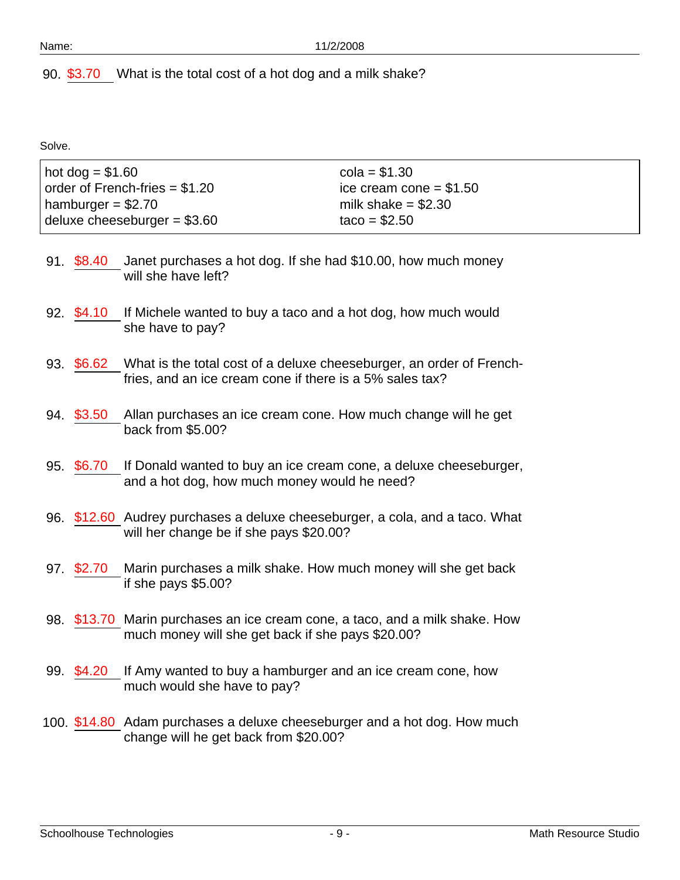90. $3.70 What is the total cost of a hot dog and a milk shake?

Solve.

| | |
|---|---|
| hot dog = $1.60 | cola = $1.30 |
| order of French-fries = $1.20 | ice cream cone = $1.50 |
| hamburger = $2.70 | milk shake = $2.30 |
| deluxe cheeseburger = $3.60 | taco = $2.50 |

91. $8.40 Janet purchases a hot dog. If she had $10.00, how much money will she have left?

92. $4.10 If Michele wanted to buy a taco and a hot dog, how much would she have to pay?

93. $6.62 What is the total cost of a deluxe cheeseburger, an order of French-fries, and an ice cream cone if there is a 5% sales tax?

94. $3.50 Allan purchases an ice cream cone. How much change will he get back from $5.00?

95. $6.70 If Donald wanted to buy an ice cream cone, a deluxe cheeseburger, and a hot dog, how much money would he need?

96. $12.60 Audrey purchases a deluxe cheeseburger, a cola, and a taco. What will her change be if she pays $20.00?

97. $2.70 Marin purchases a milk shake. How much money will she get back if she pays $5.00?

98. $13.70 Marin purchases an ice cream cone, a taco, and a milk shake. How much money will she get back if she pays $20.00?

99. $4.20 If Amy wanted to buy a hamburger and an ice cream cone, how much would she have to pay?

100. $14.80 Adam purchases a deluxe cheeseburger and a hot dog. How much change will he get back from $20.00?